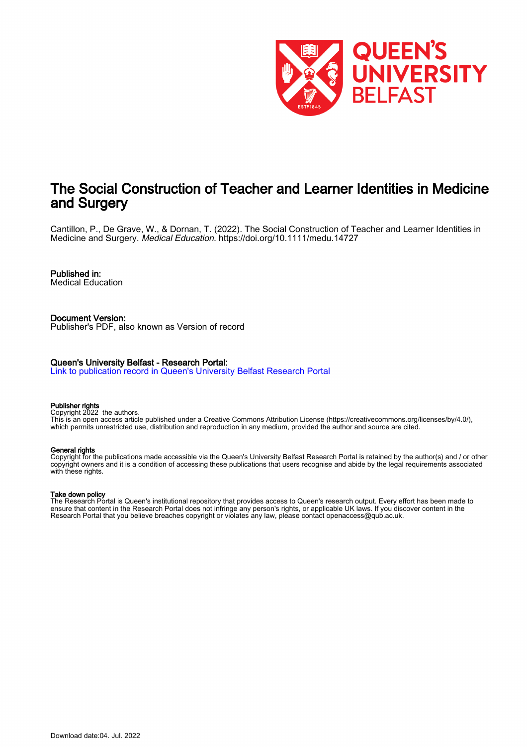# The Social Construction of Teacher and Learner Identities in Medicine and Surgery

Cantillon, P., De Grave, W., & Dornan, T. (2022). The Social Construction of Teacher and Learner Identities in Medicine and Surgery. *Medical Education*. https://doi.org/10.1111/medu.14727

**Published in:**
Medical Education

**Document Version:**
Publisher's PDF, also known as Version of record

**Queen's University Belfast - Research Portal:**
Link to publication record in Queen's University Belfast Research Portal

**Publisher rights**
Copyright 2022 the authors.
This is an open access article published under a Creative Commons Attribution License (https://creativecommons.org/licenses/by/4.0/), which permits unrestricted use, distribution and reproduction in any medium, provided the author and source are cited.

**General rights**
Copyright for the publications made accessible via the Queen's University Belfast Research Portal is retained by the author(s) and / or other copyright owners and it is a condition of accessing these publications that users recognise and abide by the legal requirements associated with these rights.

**Take down policy**
The Research Portal is Queen's institutional repository that provides access to Queen's research output. Every effort has been made to ensure that content in the Research Portal does not infringe any person's rights, or applicable UK laws. If you discover content in the Research Portal that you believe breaches copyright or violates any law, please contact openaccess@qub.ac.uk.

Download date:04. Jul. 2022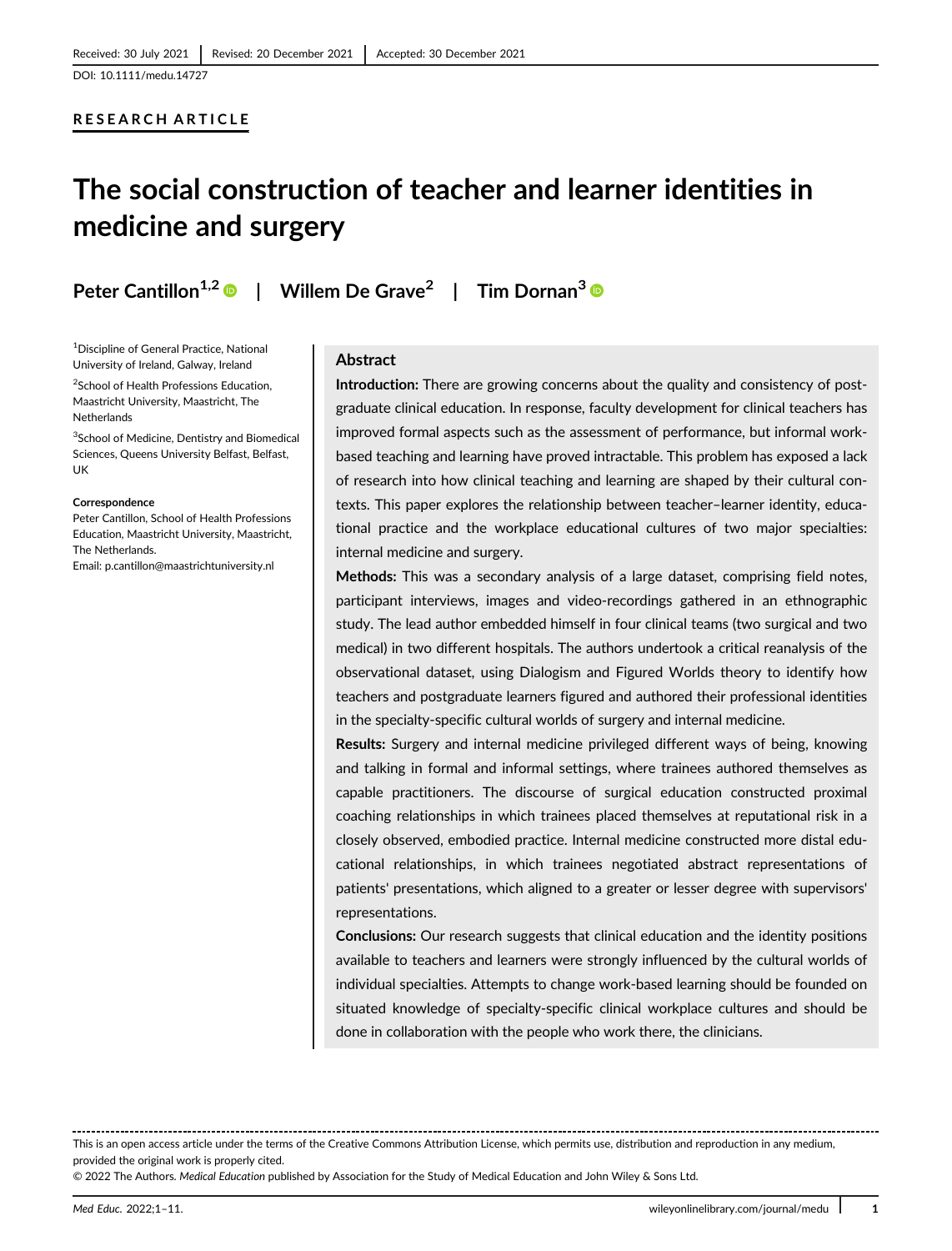Received: 30 July 2021 | Revised: 20 December 2021 | Accepted: 30 December 2021

DOI: 10.1111/medu.14727

**RESEARCH ARTICLE**

# The social construction of teacher and learner identities in medicine and surgery

**Peter Cantillon**[1,2] | **Willem De Grave**[2] | **Tim Dornan**[3]

[1]Discipline of General Practice, National University of Ireland, Galway, Ireland

[2]School of Health Professions Education, Maastricht University, Maastricht, The Netherlands

[3]School of Medicine, Dentistry and Biomedical Sciences, Queens University Belfast, Belfast, UK

**Correspondence**

Peter Cantillon, School of Health Professions Education, Maastricht University, Maastricht, The Netherlands.
Email: p.cantillon@maastrichtuniversity.nl

## Abstract

**Introduction:** There are growing concerns about the quality and consistency of postgraduate clinical education. In response, faculty development for clinical teachers has improved formal aspects such as the assessment of performance, but informal work-based teaching and learning have proved intractable. This problem has exposed a lack of research into how clinical teaching and learning are shaped by their cultural contexts. This paper explores the relationship between teacher–learner identity, educational practice and the workplace educational cultures of two major specialties: internal medicine and surgery.

**Methods:** This was a secondary analysis of a large dataset, comprising field notes, participant interviews, images and video-recordings gathered in an ethnographic study. The lead author embedded himself in four clinical teams (two surgical and two medical) in two different hospitals. The authors undertook a critical reanalysis of the observational dataset, using Dialogism and Figured Worlds theory to identify how teachers and postgraduate learners figured and authored their professional identities in the specialty-specific cultural worlds of surgery and internal medicine.

**Results:** Surgery and internal medicine privileged different ways of being, knowing and talking in formal and informal settings, where trainees authored themselves as capable practitioners. The discourse of surgical education constructed proximal coaching relationships in which trainees placed themselves at reputational risk in a closely observed, embodied practice. Internal medicine constructed more distal educational relationships, in which trainees negotiated abstract representations of patients' presentations, which aligned to a greater or lesser degree with supervisors' representations.

**Conclusions:** Our research suggests that clinical education and the identity positions available to teachers and learners were strongly influenced by the cultural worlds of individual specialties. Attempts to change work-based learning should be founded on situated knowledge of specialty-specific clinical workplace cultures and should be done in collaboration with the people who work there, the clinicians.

---

This is an open access article under the terms of the Creative Commons Attribution License, which permits use, distribution and reproduction in any medium, provided the original work is properly cited.

© 2022 The Authors. *Medical Education* published by Association for the Study of Medical Education and John Wiley & Sons Ltd.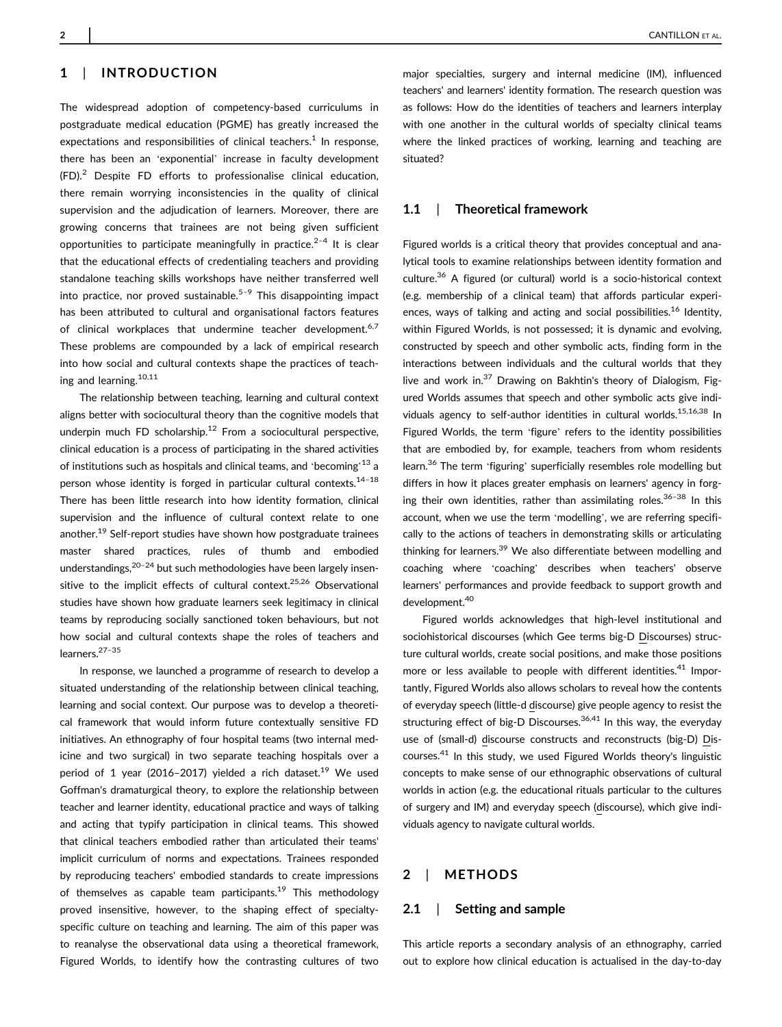## 1 | INTRODUCTION

The widespread adoption of competency-based curriculums in postgraduate medical education (PGME) has greatly increased the expectations and responsibilities of clinical teachers.[1] In response, there has been an 'exponential' increase in faculty development (FD).[2] Despite FD efforts to professionalise clinical education, there remain worrying inconsistencies in the quality of clinical supervision and the adjudication of learners. Moreover, there are growing concerns that trainees are not being given sufficient opportunities to participate meaningfully in practice.[2–4] It is clear that the educational effects of credentialing teachers and providing standalone teaching skills workshops have neither transferred well into practice, nor proved sustainable.[5–9] This disappointing impact has been attributed to cultural and organisational factors features of clinical workplaces that undermine teacher development.[6,7] These problems are compounded by a lack of empirical research into how social and cultural contexts shape the practices of teaching and learning.[10,11]

The relationship between teaching, learning and cultural context aligns better with sociocultural theory than the cognitive models that underpin much FD scholarship.[12] From a sociocultural perspective, clinical education is a process of participating in the shared activities of institutions such as hospitals and clinical teams, and 'becoming'[13] a person whose identity is forged in particular cultural contexts.[14–18] There has been little research into how identity formation, clinical supervision and the influence of cultural context relate to one another.[19] Self-report studies have shown how postgraduate trainees master shared practices, rules of thumb and embodied understandings,[20–24] but such methodologies have been largely insensitive to the implicit effects of cultural context.[25,26] Observational studies have shown how graduate learners seek legitimacy in clinical teams by reproducing socially sanctioned token behaviours, but not how social and cultural contexts shape the roles of teachers and learners.[27–35]

In response, we launched a programme of research to develop a situated understanding of the relationship between clinical teaching, learning and social context. Our purpose was to develop a theoretical framework that would inform future contextually sensitive FD initiatives. An ethnography of four hospital teams (two internal medicine and two surgical) in two separate teaching hospitals over a period of 1 year (2016–2017) yielded a rich dataset.[19] We used Goffman's dramaturgical theory, to explore the relationship between teacher and learner identity, educational practice and ways of talking and acting that typify participation in clinical teams. This showed that clinical teachers embodied rather than articulated their teams' implicit curriculum of norms and expectations. Trainees responded by reproducing teachers' embodied standards to create impressions of themselves as capable team participants.[19] This methodology proved insensitive, however, to the shaping effect of specialty-specific culture on teaching and learning. The aim of this paper was to reanalyse the observational data using a theoretical framework, Figured Worlds, to identify how the contrasting cultures of two major specialties, surgery and internal medicine (IM), influenced teachers' and learners' identity formation. The research question was as follows: How do the identities of teachers and learners interplay with one another in the cultural worlds of specialty clinical teams where the linked practices of working, learning and teaching are situated?

### 1.1 | Theoretical framework

Figured worlds is a critical theory that provides conceptual and analytical tools to examine relationships between identity formation and culture.[36] A figured (or cultural) world is a socio-historical context (e.g. membership of a clinical team) that affords particular experiences, ways of talking and acting and social possibilities.[16] Identity, within Figured Worlds, is not possessed; it is dynamic and evolving, constructed by speech and other symbolic acts, finding form in the interactions between individuals and the cultural worlds that they live and work in.[37] Drawing on Bakhtin's theory of Dialogism, Figured Worlds assumes that speech and other symbolic acts give individuals agency to self-author identities in cultural worlds.[15,16,38] In Figured Worlds, the term 'figure' refers to the identity possibilities that are embodied by, for example, teachers from whom residents learn.[36] The term 'figuring' superficially resembles role modelling but differs in how it places greater emphasis on learners' agency in forging their own identities, rather than assimilating roles.[36–38] In this account, when we use the term 'modelling', we are referring specifically to the actions of teachers in demonstrating skills or articulating thinking for learners.[39] We also differentiate between modelling and coaching where 'coaching' describes when teachers' observe learners' performances and provide feedback to support growth and development.[40]

Figured worlds acknowledges that high-level institutional and sociohistorical discourses (which Gee terms big-D Discourses) structure cultural worlds, create social positions, and make those positions more or less available to people with different identities.[41] Importantly, Figured Worlds also allows scholars to reveal how the contents of everyday speech (little-d discourse) give people agency to resist the structuring effect of big-D Discourses.[36,41] In this way, the everyday use of (small-d) discourse constructs and reconstructs (big-D) Discourses.[41] In this study, we used Figured Worlds theory's linguistic concepts to make sense of our ethnographic observations of cultural worlds in action (e.g. the educational rituals particular to the cultures of surgery and IM) and everyday speech (discourse), which give individuals agency to navigate cultural worlds.

## 2 | METHODS

### 2.1 | Setting and sample

This article reports a secondary analysis of an ethnography, carried out to explore how clinical education is actualised in the day-to-day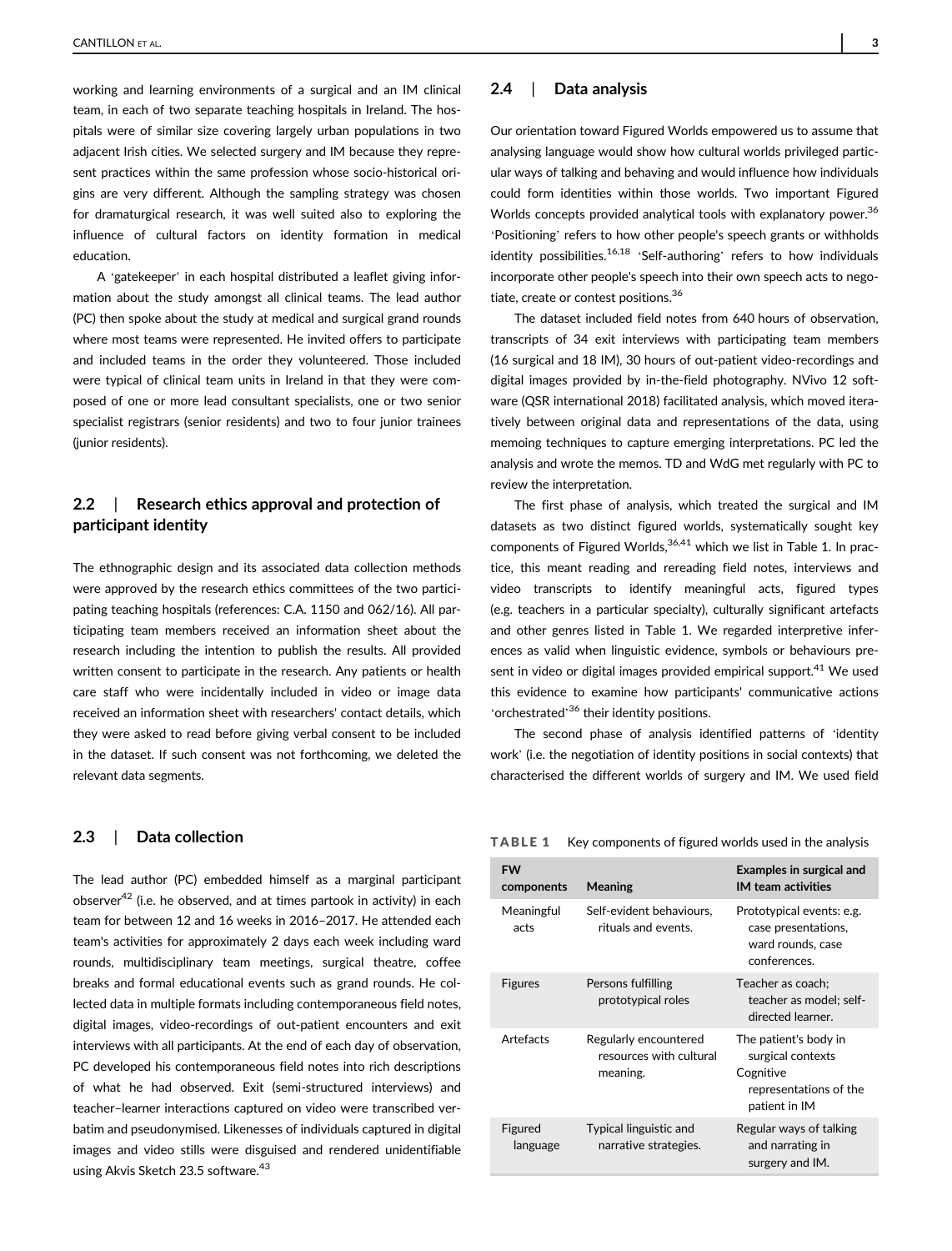working and learning environments of a surgical and an IM clinical team, in each of two separate teaching hospitals in Ireland. The hospitals were of similar size covering largely urban populations in two adjacent Irish cities. We selected surgery and IM because they represent practices within the same profession whose socio-historical origins are very different. Although the sampling strategy was chosen for dramaturgical research, it was well suited also to exploring the influence of cultural factors on identity formation in medical education.

A 'gatekeeper' in each hospital distributed a leaflet giving information about the study amongst all clinical teams. The lead author (PC) then spoke about the study at medical and surgical grand rounds where most teams were represented. He invited offers to participate and included teams in the order they volunteered. Those included were typical of clinical team units in Ireland in that they were composed of one or more lead consultant specialists, one or two senior specialist registrars (senior residents) and two to four junior trainees (junior residents).

## 2.2 | Research ethics approval and protection of participant identity

The ethnographic design and its associated data collection methods were approved by the research ethics committees of the two participating teaching hospitals (references: C.A. 1150 and 062/16). All participating team members received an information sheet about the research including the intention to publish the results. All provided written consent to participate in the research. Any patients or health care staff who were incidentally included in video or image data received an information sheet with researchers' contact details, which they were asked to read before giving verbal consent to be included in the dataset. If such consent was not forthcoming, we deleted the relevant data segments.

## 2.3 | Data collection

The lead author (PC) embedded himself as a marginal participant observer[42] (i.e. he observed, and at times partook in activity) in each team for between 12 and 16 weeks in 2016–2017. He attended each team's activities for approximately 2 days each week including ward rounds, multidisciplinary team meetings, surgical theatre, coffee breaks and formal educational events such as grand rounds. He collected data in multiple formats including contemporaneous field notes, digital images, video-recordings of out-patient encounters and exit interviews with all participants. At the end of each day of observation, PC developed his contemporaneous field notes into rich descriptions of what he had observed. Exit (semi-structured interviews) and teacher–learner interactions captured on video were transcribed verbatim and pseudonymised. Likenesses of individuals captured in digital images and video stills were disguised and rendered unidentifiable using Akvis Sketch 23.5 software.[43]

## 2.4 | Data analysis

Our orientation toward Figured Worlds empowered us to assume that analysing language would show how cultural worlds privileged particular ways of talking and behaving and would influence how individuals could form identities within those worlds. Two important Figured Worlds concepts provided analytical tools with explanatory power.[36] 'Positioning' refers to how other people's speech grants or withholds identity possibilities.[16,18] 'Self-authoring' refers to how individuals incorporate other people's speech into their own speech acts to negotiate, create or contest positions.[36]

The dataset included field notes from 640 hours of observation, transcripts of 34 exit interviews with participating team members (16 surgical and 18 IM), 30 hours of out-patient video-recordings and digital images provided by in-the-field photography. NVivo 12 software (QSR international 2018) facilitated analysis, which moved iteratively between original data and representations of the data, using memoing techniques to capture emerging interpretations. PC led the analysis and wrote the memos. TD and WdG met regularly with PC to review the interpretation.

The first phase of analysis, which treated the surgical and IM datasets as two distinct figured worlds, systematically sought key components of Figured Worlds,[36,41] which we list in Table 1. In practice, this meant reading and rereading field notes, interviews and video transcripts to identify meaningful acts, figured types (e.g. teachers in a particular specialty), culturally significant artefacts and other genres listed in Table 1. We regarded interpretive inferences as valid when linguistic evidence, symbols or behaviours present in video or digital images provided empirical support.[41] We used this evidence to examine how participants' communicative actions 'orchestrated'[36] their identity positions.

The second phase of analysis identified patterns of 'identity work' (i.e. the negotiation of identity positions in social contexts) that characterised the different worlds of surgery and IM. We used field

**TABLE 1** Key components of figured worlds used in the analysis

| FW components | Meaning | Examples in surgical and IM team activities |
|---|---|---|
| Meaningful acts | Self-evident behaviours, rituals and events. | Prototypical events: e.g. case presentations, ward rounds, case conferences. |
| Figures | Persons fulfilling prototypical roles | Teacher as coach; teacher as model; self-directed learner. |
| Artefacts | Regularly encountered resources with cultural meaning. | The patient's body in surgical contexts Cognitive representations of the patient in IM |
| Figured language | Typical linguistic and narrative strategies. | Regular ways of talking and narrating in surgery and IM. |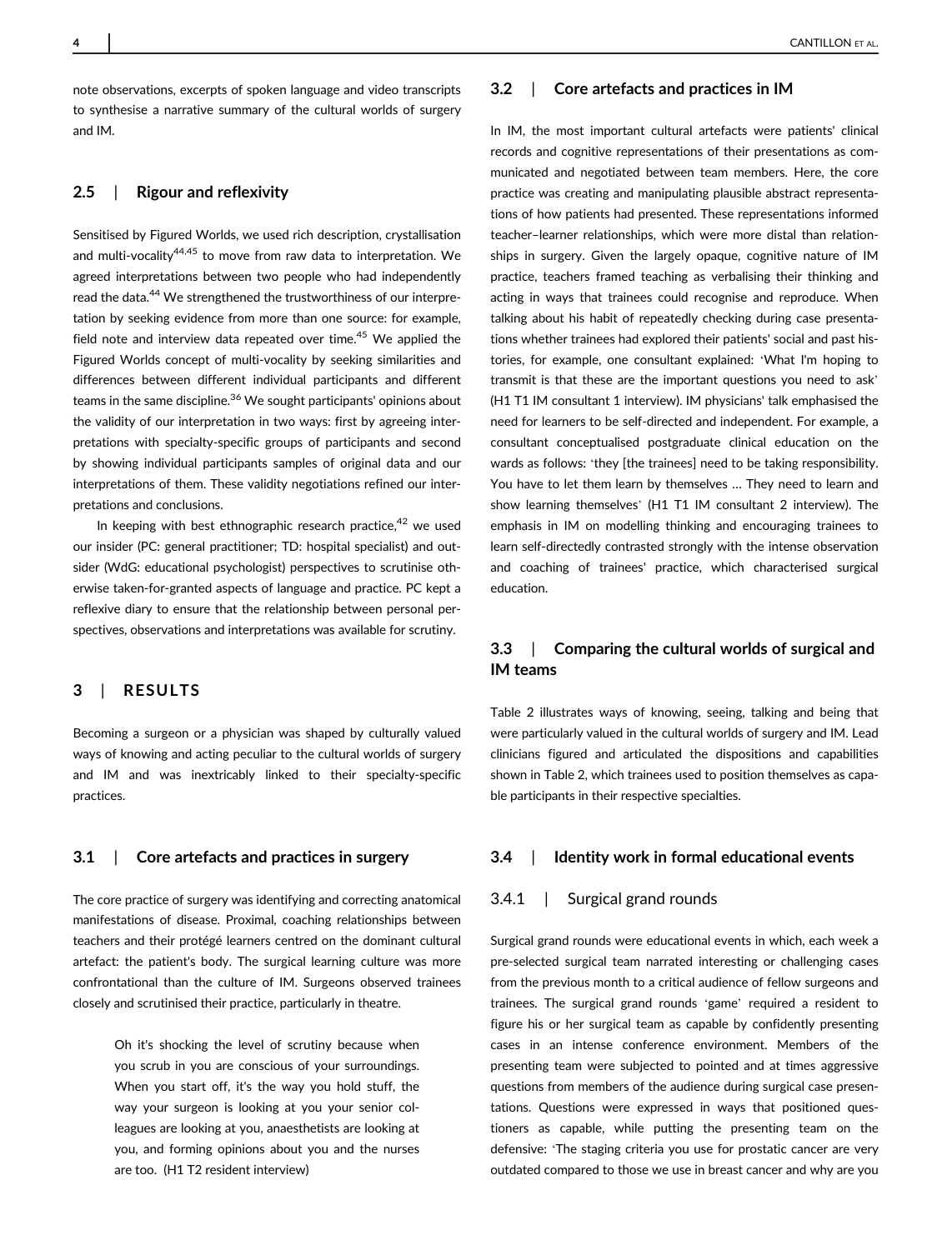note observations, excerpts of spoken language and video transcripts to synthesise a narrative summary of the cultural worlds of surgery and IM.

### 2.5 | Rigour and reflexivity

Sensitised by Figured Worlds, we used rich description, crystallisation and multi-vocality[44,45] to move from raw data to interpretation. We agreed interpretations between two people who had independently read the data.[44] We strengthened the trustworthiness of our interpretation by seeking evidence from more than one source: for example, field note and interview data repeated over time.[45] We applied the Figured Worlds concept of multi-vocality by seeking similarities and differences between different individual participants and different teams in the same discipline.[36] We sought participants' opinions about the validity of our interpretation in two ways: first by agreeing interpretations with specialty-specific groups of participants and second by showing individual participants samples of original data and our interpretations of them. These validity negotiations refined our interpretations and conclusions.

In keeping with best ethnographic research practice,[42] we used our insider (PC: general practitioner; TD: hospital specialist) and outsider (WdG: educational psychologist) perspectives to scrutinise otherwise taken-for-granted aspects of language and practice. PC kept a reflexive diary to ensure that the relationship between personal perspectives, observations and interpretations was available for scrutiny.

## 3 | RESULTS

Becoming a surgeon or a physician was shaped by culturally valued ways of knowing and acting peculiar to the cultural worlds of surgery and IM and was inextricably linked to their specialty-specific practices.

### 3.1 | Core artefacts and practices in surgery

The core practice of surgery was identifying and correcting anatomical manifestations of disease. Proximal, coaching relationships between teachers and their protégé learners centred on the dominant cultural artefact: the patient's body. The surgical learning culture was more confrontational than the culture of IM. Surgeons observed trainees closely and scrutinised their practice, particularly in theatre.

> Oh it's shocking the level of scrutiny because when you scrub in you are conscious of your surroundings. When you start off, it's the way you hold stuff, the way your surgeon is looking at you your senior colleagues are looking at you, anaesthetists are looking at you, and forming opinions about you and the nurses are too. (H1 T2 resident interview)

### 3.2 | Core artefacts and practices in IM

In IM, the most important cultural artefacts were patients' clinical records and cognitive representations of their presentations as communicated and negotiated between team members. Here, the core practice was creating and manipulating plausible abstract representations of how patients had presented. These representations informed teacher–learner relationships, which were more distal than relationships in surgery. Given the largely opaque, cognitive nature of IM practice, teachers framed teaching as verbalising their thinking and acting in ways that trainees could recognise and reproduce. When talking about his habit of repeatedly checking during case presentations whether trainees had explored their patients' social and past histories, for example, one consultant explained: 'What I'm hoping to transmit is that these are the important questions you need to ask' (H1 T1 IM consultant 1 interview). IM physicians' talk emphasised the need for learners to be self-directed and independent. For example, a consultant conceptualised postgraduate clinical education on the wards as follows: 'they [the trainees] need to be taking responsibility. You have to let them learn by themselves … They need to learn and show learning themselves' (H1 T1 IM consultant 2 interview). The emphasis in IM on modelling thinking and encouraging trainees to learn self-directedly contrasted strongly with the intense observation and coaching of trainees' practice, which characterised surgical education.

### 3.3 | Comparing the cultural worlds of surgical and IM teams

Table 2 illustrates ways of knowing, seeing, talking and being that were particularly valued in the cultural worlds of surgery and IM. Lead clinicians figured and articulated the dispositions and capabilities shown in Table 2, which trainees used to position themselves as capable participants in their respective specialties.

### 3.4 | Identity work in formal educational events

#### 3.4.1 | Surgical grand rounds

Surgical grand rounds were educational events in which, each week a pre-selected surgical team narrated interesting or challenging cases from the previous month to a critical audience of fellow surgeons and trainees. The surgical grand rounds 'game' required a resident to figure his or her surgical team as capable by confidently presenting cases in an intense conference environment. Members of the presenting team were subjected to pointed and at times aggressive questions from members of the audience during surgical case presentations. Questions were expressed in ways that positioned questioners as capable, while putting the presenting team on the defensive: 'The staging criteria you use for prostatic cancer are very outdated compared to those we use in breast cancer and why are you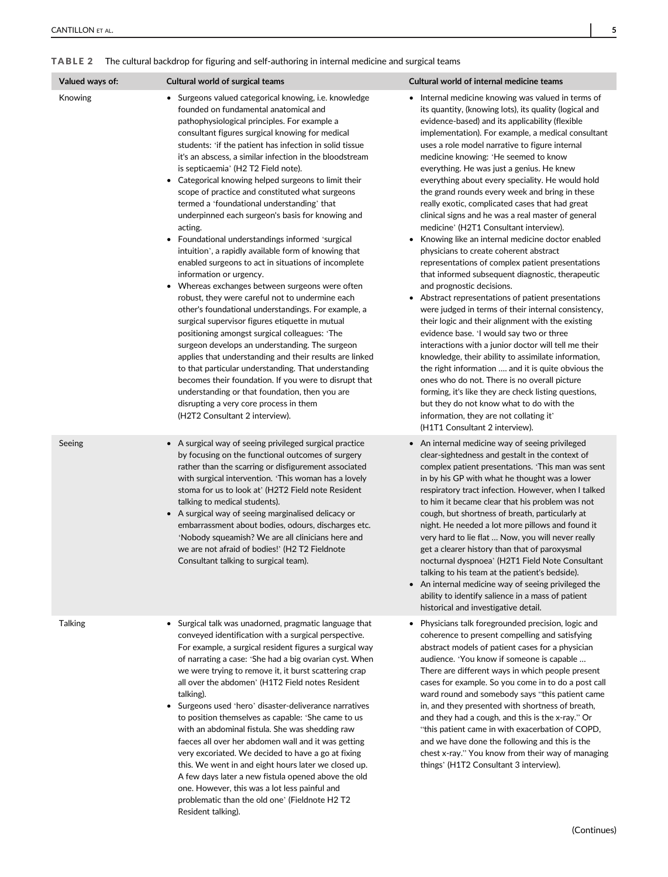**TABLE 2** The cultural backdrop for figuring and self-authoring in internal medicine and surgical teams

| Valued ways of: | Cultural world of surgical teams | Cultural world of internal medicine teams |
|---|---|---|
| Knowing | • Surgeons valued categorical knowing, i.e. knowledge founded on fundamental anatomical and pathophysiological principles. For example a consultant figures surgical knowing for medical students: 'if the patient has infection in solid tissue it's an abscess, a similar infection in the bloodstream is septicaemia' (H2 T2 Field note). <br>• Categorical knowing helped surgeons to limit their scope of practice and constituted what surgeons termed a 'foundational understanding' that underpinned each surgeon's basis for knowing and acting. <br>• Foundational understandings informed 'surgical intuition', a rapidly available form of knowing that enabled surgeons to act in situations of incomplete information or urgency. <br>• Whereas exchanges between surgeons were often robust, they were careful not to undermine each other's foundational understandings. For example, a surgical supervisor figures etiquette in mutual positioning amongst surgical colleagues: 'The surgeon develops an understanding. The surgeon applies that understanding and their results are linked to that particular understanding. That understanding becomes their foundation. If you were to disrupt that understanding or that foundation, then you are disrupting a very core process in them (H2T2 Consultant 2 interview). | • Internal medicine knowing was valued in terms of its quantity, (knowing lots), its quality (logical and evidence-based) and its applicability (flexible implementation). For example, a medical consultant uses a role model narrative to figure internal medicine knowing: 'He seemed to know everything. He was just a genius. He knew everything about every speciality. He would hold the grand rounds every week and bring in these really exotic, complicated cases that had great clinical signs and he was a real master of general medicine' (H2T1 Consultant interview). <br>• Knowing like an internal medicine doctor enabled physicians to create coherent abstract representations of complex patient presentations that informed subsequent diagnostic, therapeutic and prognostic decisions. <br>• Abstract representations of patient presentations were judged in terms of their internal consistency, their logic and their alignment with the existing evidence base. 'I would say two or three interactions with a junior doctor will tell me their knowledge, their ability to assimilate information, the right information …. and it is quite obvious the ones who do not. There is no overall picture forming, it's like they are check listing questions, but they do not know what to do with the information, they are not collating it' (H1T1 Consultant 2 interview). |
| Seeing | • A surgical way of seeing privileged surgical practice by focusing on the functional outcomes of surgery rather than the scarring or disfigurement associated with surgical intervention. 'This woman has a lovely stoma for us to look at' (H2T2 Field note Resident talking to medical students). <br>• A surgical way of seeing marginalised delicacy or embarrassment about bodies, odours, discharges etc. 'Nobody squeamish? We are all clinicians here and we are not afraid of bodies!' (H2 T2 Fieldnote Consultant talking to surgical team). | • An internal medicine way of seeing privileged clear-sightedness and gestalt in the context of complex patient presentations. 'This man was sent in by his GP with what he thought was a lower respiratory tract infection. However, when I talked to him it became clear that his problem was not cough, but shortness of breath, particularly at night. He needed a lot more pillows and found it very hard to lie flat … Now, you will never really get a clearer history than that of paroxysmal nocturnal dyspnoea' (H2T1 Field Note Consultant talking to his team at the patient's bedside). <br>• An internal medicine way of seeing privileged the ability to identify salience in a mass of patient historical and investigative detail. |
| Talking | • Surgical talk was unadorned, pragmatic language that conveyed identification with a surgical perspective. For example, a surgical resident figures a surgical way of narrating a case: 'She had a big ovarian cyst. When we were trying to remove it, it burst scattering crap all over the abdomen' (H1T2 Field notes Resident talking). <br>• Surgeons used 'hero' disaster-deliverance narratives to position themselves as capable: 'She came to us with an abdominal fistula. She was shedding raw faeces all over her abdomen wall and it was getting very excoriated. We decided to have a go at fixing this. We went in and eight hours later we closed up. A few days later a new fistula opened above the old one. However, this was a lot less painful and problematic than the old one' (Fieldnote H2 T2 Resident talking). | • Physicians talk foregrounded precision, logic and coherence to present compelling and satisfying abstract models of patient cases for a physician audience. 'You know if someone is capable … There are different ways in which people present cases for example. So you come in to do a post call ward round and somebody says "this patient came in, and they presented with shortness of breath, and they had a cough, and this is the x-ray." Or "this patient came in with exacerbation of COPD, and we have done the following and this is the chest x-ray." You know from their way of managing things' (H1T2 Consultant 3 interview). |

(Continues)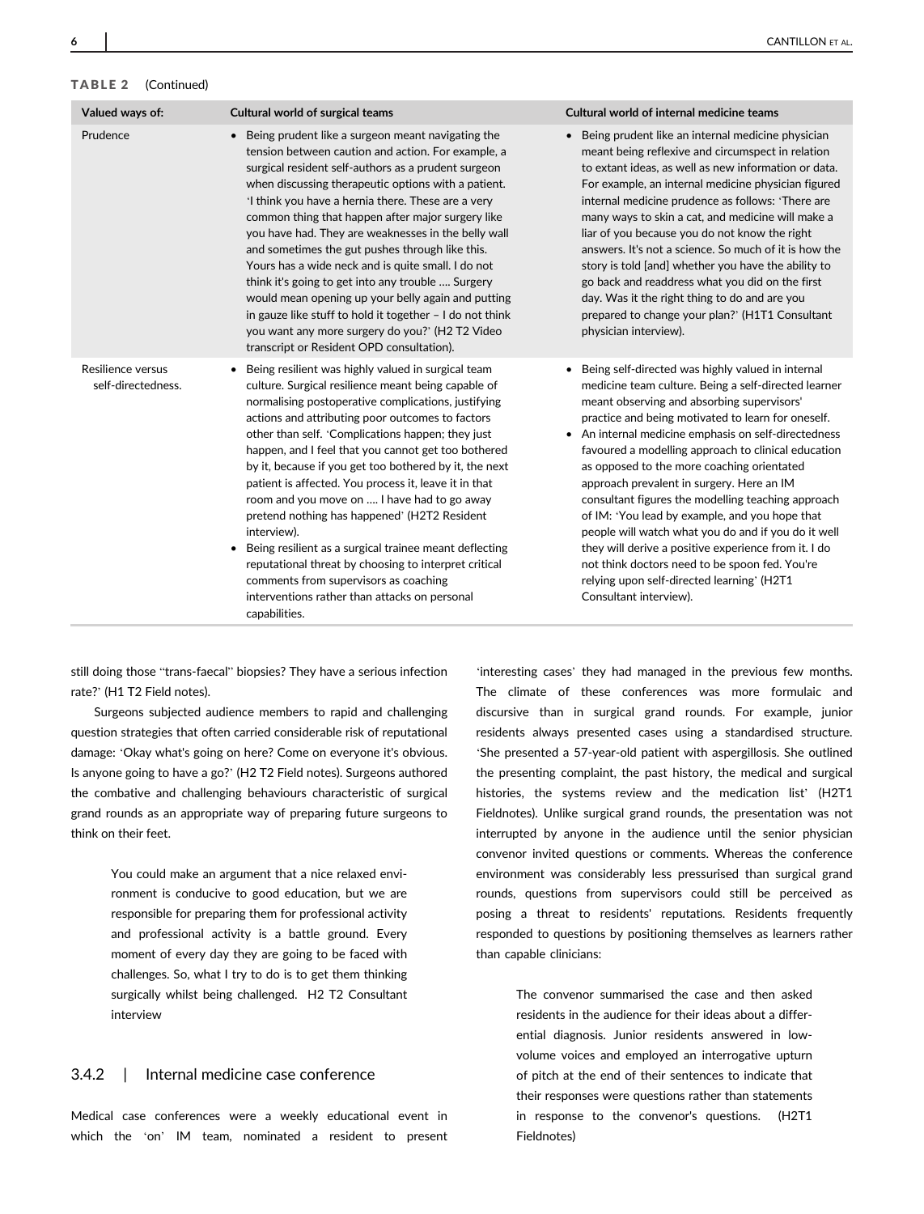**TABLE 2** (Continued)

| Valued ways of: | Cultural world of surgical teams | Cultural world of internal medicine teams |
|---|---|---|
| Prudence | • Being prudent like a surgeon meant navigating the tension between caution and action. For example, a surgical resident self-authors as a prudent surgeon when discussing therapeutic options with a patient. 'I think you have a hernia there. These are a very common thing that happen after major surgery like you have had. They are weaknesses in the belly wall and sometimes the gut pushes through like this. Yours has a wide neck and is quite small. I do not think it's going to get into any trouble …. Surgery would mean opening up your belly again and putting in gauze like stuff to hold it together – I do not think you want any more surgery do you?' (H2 T2 Video transcript or Resident OPD consultation). | • Being prudent like an internal medicine physician meant being reflexive and circumspect in relation to extant ideas, as well as new information or data. For example, an internal medicine physician figured internal medicine prudence as follows: 'There are many ways to skin a cat, and medicine will make a liar of you because you do not know the right answers. It's not a science. So much of it is how the story is told [and] whether you have the ability to go back and readdress what you did on the first day. Was it the right thing to do and are you prepared to change your plan?' (H1T1 Consultant physician interview). |
| Resilience versus self-directedness. | • Being resilient was highly valued in surgical team culture. Surgical resilience meant being capable of normalising postoperative complications, justifying actions and attributing poor outcomes to factors other than self. 'Complications happen; they just happen, and I feel that you cannot get too bothered by it, because if you get too bothered by it, the next patient is affected. You process it, leave it in that room and you move on …. I have had to go away pretend nothing has happened' (H2T2 Resident interview).<br>• Being resilient as a surgical trainee meant deflecting reputational threat by choosing to interpret critical comments from supervisors as coaching interventions rather than attacks on personal capabilities. | • Being self-directed was highly valued in internal medicine team culture. Being a self-directed learner meant observing and absorbing supervisors' practice and being motivated to learn for oneself.<br>• An internal medicine emphasis on self-directedness favoured a modelling approach to clinical education as opposed to the more coaching orientated approach prevalent in surgery. Here an IM consultant figures the modelling teaching approach of IM: 'You lead by example, and you hope that people will watch what you do and if you do it well they will derive a positive experience from it. I do not think doctors need to be spoon fed. You're relying upon self-directed learning' (H2T1 Consultant interview). |

still doing those "trans-faecal" biopsies? They have a serious infection rate?' (H1 T2 Field notes).

Surgeons subjected audience members to rapid and challenging question strategies that often carried considerable risk of reputational damage: 'Okay what's going on here? Come on everyone it's obvious. Is anyone going to have a go?' (H2 T2 Field notes). Surgeons authored the combative and challenging behaviours characteristic of surgical grand rounds as an appropriate way of preparing future surgeons to think on their feet.

> You could make an argument that a nice relaxed environment is conducive to good education, but we are responsible for preparing them for professional activity and professional activity is a battle ground. Every moment of every day they are going to be faced with challenges. So, what I try to do is to get them thinking surgically whilst being challenged. H2 T2 Consultant interview

### 3.4.2 | Internal medicine case conference

Medical case conferences were a weekly educational event in which the 'on' IM team, nominated a resident to present 'interesting cases' they had managed in the previous few months. The climate of these conferences was more formulaic and discursive than in surgical grand rounds. For example, junior residents always presented cases using a standardised structure. 'She presented a 57-year-old patient with aspergillosis. She outlined the presenting complaint, the past history, the medical and surgical histories, the systems review and the medication list' (H2T1 Fieldnotes). Unlike surgical grand rounds, the presentation was not interrupted by anyone in the audience until the senior physician convenor invited questions or comments. Whereas the conference environment was considerably less pressurised than surgical grand rounds, questions from supervisors could still be perceived as posing a threat to residents' reputations. Residents frequently responded to questions by positioning themselves as learners rather than capable clinicians:

> The convenor summarised the case and then asked residents in the audience for their ideas about a differential diagnosis. Junior residents answered in low-volume voices and employed an interrogative upturn of pitch at the end of their sentences to indicate that their responses were questions rather than statements in response to the convenor's questions. (H2T1 Fieldnotes)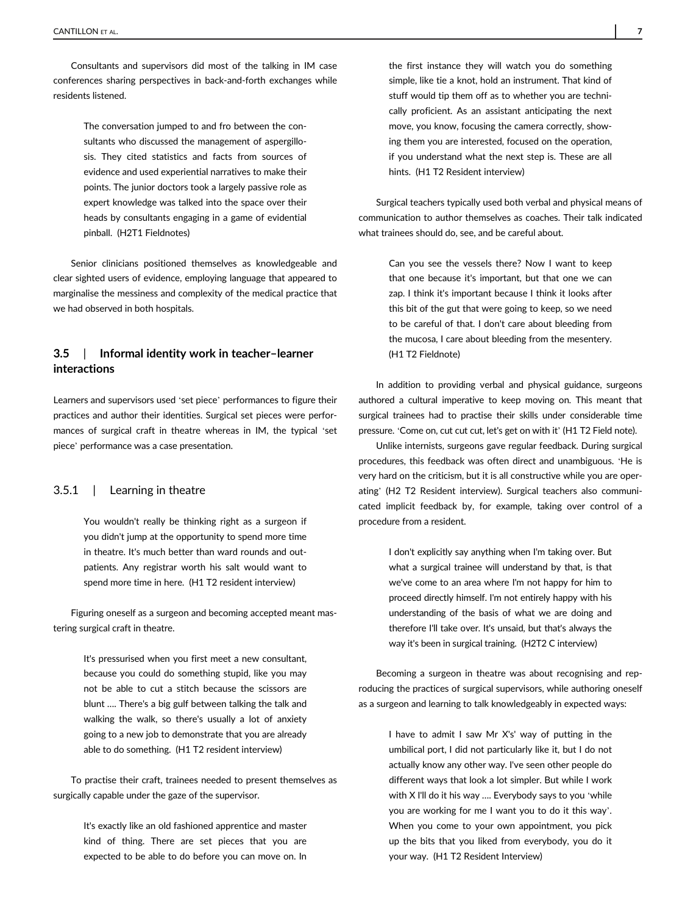Consultants and supervisors did most of the talking in IM case conferences sharing perspectives in back-and-forth exchanges while residents listened.

> The conversation jumped to and fro between the consultants who discussed the management of aspergillosis. They cited statistics and facts from sources of evidence and used experiential narratives to make their points. The junior doctors took a largely passive role as expert knowledge was talked into the space over their heads by consultants engaging in a game of evidential pinball. (H2T1 Fieldnotes)

Senior clinicians positioned themselves as knowledgeable and clear sighted users of evidence, employing language that appeared to marginalise the messiness and complexity of the medical practice that we had observed in both hospitals.

### 3.5 | Informal identity work in teacher–learner interactions

Learners and supervisors used 'set piece' performances to figure their practices and author their identities. Surgical set pieces were performances of surgical craft in theatre whereas in IM, the typical 'set piece' performance was a case presentation.

#### 3.5.1 | Learning in theatre

> You wouldn't really be thinking right as a surgeon if you didn't jump at the opportunity to spend more time in theatre. It's much better than ward rounds and outpatients. Any registrar worth his salt would want to spend more time in here. (H1 T2 resident interview)

Figuring oneself as a surgeon and becoming accepted meant mastering surgical craft in theatre.

> It's pressurised when you first meet a new consultant, because you could do something stupid, like you may not be able to cut a stitch because the scissors are blunt …. There's a big gulf between talking the talk and walking the walk, so there's usually a lot of anxiety going to a new job to demonstrate that you are already able to do something. (H1 T2 resident interview)

To practise their craft, trainees needed to present themselves as surgically capable under the gaze of the supervisor.

> It's exactly like an old fashioned apprentice and master kind of thing. There are set pieces that you are expected to be able to do before you can move on. In the first instance they will watch you do something simple, like tie a knot, hold an instrument. That kind of stuff would tip them off as to whether you are technically proficient. As an assistant anticipating the next move, you know, focusing the camera correctly, showing them you are interested, focused on the operation, if you understand what the next step is. These are all hints. (H1 T2 Resident interview)

Surgical teachers typically used both verbal and physical means of communication to author themselves as coaches. Their talk indicated what trainees should do, see, and be careful about.

> Can you see the vessels there? Now I want to keep that one because it's important, but that one we can zap. I think it's important because I think it looks after this bit of the gut that were going to keep, so we need to be careful of that. I don't care about bleeding from the mucosa, I care about bleeding from the mesentery. (H1 T2 Fieldnote)

In addition to providing verbal and physical guidance, surgeons authored a cultural imperative to keep moving on. This meant that surgical trainees had to practise their skills under considerable time pressure. 'Come on, cut cut cut, let's get on with it' (H1 T2 Field note).

Unlike internists, surgeons gave regular feedback. During surgical procedures, this feedback was often direct and unambiguous. 'He is very hard on the criticism, but it is all constructive while you are operating' (H2 T2 Resident interview). Surgical teachers also communicated implicit feedback by, for example, taking over control of a procedure from a resident.

> I don't explicitly say anything when I'm taking over. But what a surgical trainee will understand by that, is that we've come to an area where I'm not happy for him to proceed directly himself. I'm not entirely happy with his understanding of the basis of what we are doing and therefore I'll take over. It's unsaid, but that's always the way it's been in surgical training. (H2T2 C interview)

Becoming a surgeon in theatre was about recognising and reproducing the practices of surgical supervisors, while authoring oneself as a surgeon and learning to talk knowledgeably in expected ways:

> I have to admit I saw Mr X's' way of putting in the umbilical port, I did not particularly like it, but I do not actually know any other way. I've seen other people do different ways that look a lot simpler. But while I work with X I'll do it his way …. Everybody says to you 'while you are working for me I want you to do it this way'. When you come to your own appointment, you pick up the bits that you liked from everybody, you do it your way. (H1 T2 Resident Interview)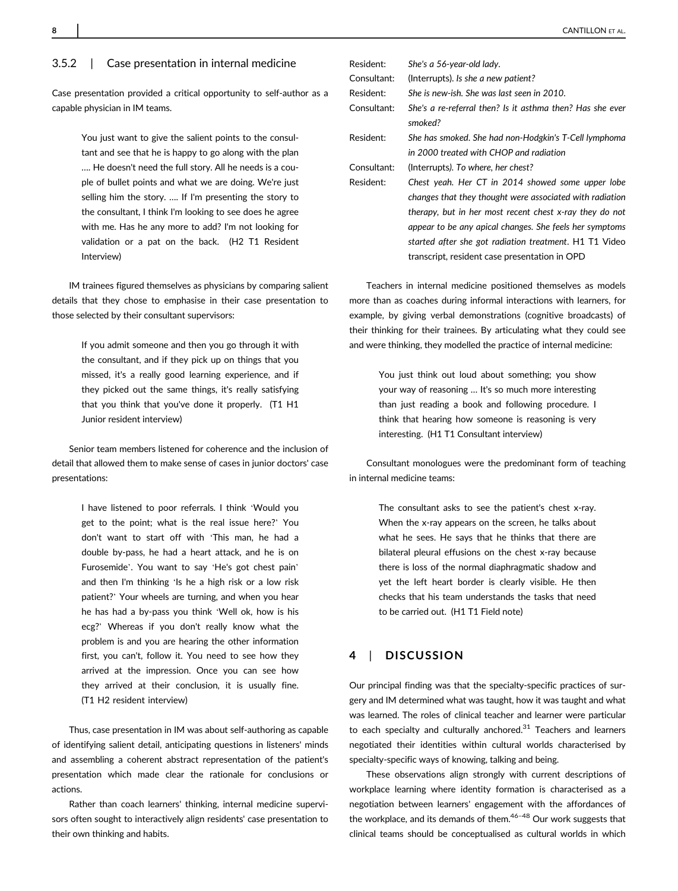### 3.5.2 | Case presentation in internal medicine

Case presentation provided a critical opportunity to self-author as a capable physician in IM teams.

> You just want to give the salient points to the consultant and see that he is happy to go along with the plan …. He doesn't need the full story. All he needs is a couple of bullet points and what we are doing. We're just selling him the story. …. If I'm presenting the story to the consultant, I think I'm looking to see does he agree with me. Has he any more to add? I'm not looking for validation or a pat on the back. (H2 T1 Resident Interview)

IM trainees figured themselves as physicians by comparing salient details that they chose to emphasise in their case presentation to those selected by their consultant supervisors:

> If you admit someone and then you go through it with the consultant, and if they pick up on things that you missed, it's a really good learning experience, and if they picked out the same things, it's really satisfying that you think that you've done it properly. (T1 H1 Junior resident interview)

Senior team members listened for coherence and the inclusion of detail that allowed them to make sense of cases in junior doctors' case presentations:

> I have listened to poor referrals. I think 'Would you get to the point; what is the real issue here?' You don't want to start off with 'This man, he had a double by-pass, he had a heart attack, and he is on Furosemide'. You want to say 'He's got chest pain' and then I'm thinking 'Is he a high risk or a low risk patient?' Your wheels are turning, and when you hear he has had a by-pass you think 'Well ok, how is his ecg?' Whereas if you don't really know what the problem is and you are hearing the other information first, you can't, follow it. You need to see how they arrived at the impression. Once you can see how they arrived at their conclusion, it is usually fine. (T1 H2 resident interview)

Thus, case presentation in IM was about self-authoring as capable of identifying salient detail, anticipating questions in listeners' minds and assembling a coherent abstract representation of the patient's presentation which made clear the rationale for conclusions or actions.

Rather than coach learners' thinking, internal medicine supervisors often sought to interactively align residents' case presentation to their own thinking and habits.

| | |
|---|---|
| Resident: | *She's a 56-year-old lady.* |
| Consultant: | (Interrupts). *Is she a new patient?* |
| Resident: | *She is new-ish. She was last seen in 2010.* |
| Consultant: | *She's a re-referral then? Is it asthma then? Has she ever smoked?* |
| Resident: | *She has smoked. She had non-Hodgkin's T-Cell lymphoma in 2000 treated with CHOP and radiation* |
| Consultant: | (Interrupts). *To where, her chest?* |
| Resident: | *Chest yeah. Her CT in 2014 showed some upper lobe changes that they thought were associated with radiation therapy, but in her most recent chest x-ray they do not appear to be any apical changes. She feels her symptoms started after she got radiation treatment.* H1 T1 Video transcript, resident case presentation in OPD |

Teachers in internal medicine positioned themselves as models more than as coaches during informal interactions with learners, for example, by giving verbal demonstrations (cognitive broadcasts) of their thinking for their trainees. By articulating what they could see and were thinking, they modelled the practice of internal medicine:

> You just think out loud about something; you show your way of reasoning … It's so much more interesting than just reading a book and following procedure. I think that hearing how someone is reasoning is very interesting. (H1 T1 Consultant interview)

Consultant monologues were the predominant form of teaching in internal medicine teams:

> The consultant asks to see the patient's chest x-ray. When the x-ray appears on the screen, he talks about what he sees. He says that he thinks that there are bilateral pleural effusions on the chest x-ray because there is loss of the normal diaphragmatic shadow and yet the left heart border is clearly visible. He then checks that his team understands the tasks that need to be carried out. (H1 T1 Field note)

## 4 | DISCUSSION

Our principal finding was that the specialty-specific practices of surgery and IM determined what was taught, how it was taught and what was learned. The roles of clinical teacher and learner were particular to each specialty and culturally anchored.[31] Teachers and learners negotiated their identities within cultural worlds characterised by specialty-specific ways of knowing, talking and being.

These observations align strongly with current descriptions of workplace learning where identity formation is characterised as a negotiation between learners' engagement with the affordances of the workplace, and its demands of them.[46–48] Our work suggests that clinical teams should be conceptualised as cultural worlds in which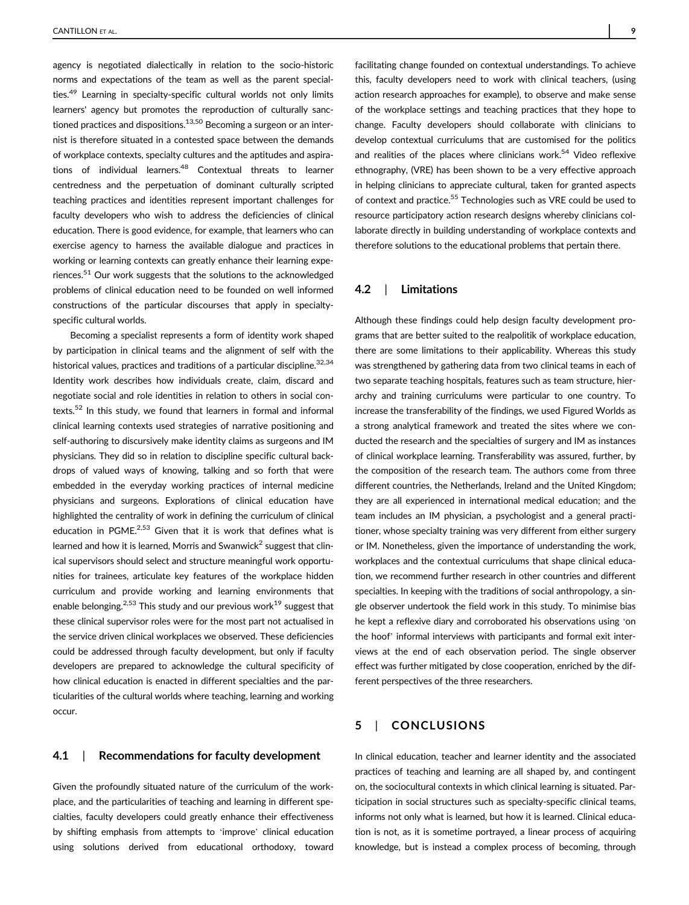agency is negotiated dialectically in relation to the socio-historic norms and expectations of the team as well as the parent specialties.[49] Learning in specialty-specific cultural worlds not only limits learners' agency but promotes the reproduction of culturally sanctioned practices and dispositions.[13,50] Becoming a surgeon or an internist is therefore situated in a contested space between the demands of workplace contexts, specialty cultures and the aptitudes and aspirations of individual learners.[48] Contextual threats to learner centredness and the perpetuation of dominant culturally scripted teaching practices and identities represent important challenges for faculty developers who wish to address the deficiencies of clinical education. There is good evidence, for example, that learners who can exercise agency to harness the available dialogue and practices in working or learning contexts can greatly enhance their learning experiences.[51] Our work suggests that the solutions to the acknowledged problems of clinical education need to be founded on well informed constructions of the particular discourses that apply in specialty-specific cultural worlds.

Becoming a specialist represents a form of identity work shaped by participation in clinical teams and the alignment of self with the historical values, practices and traditions of a particular discipline.[32,34] Identity work describes how individuals create, claim, discard and negotiate social and role identities in relation to others in social contexts.[52] In this study, we found that learners in formal and informal clinical learning contexts used strategies of narrative positioning and self-authoring to discursively make identity claims as surgeons and IM physicians. They did so in relation to discipline specific cultural backdrops of valued ways of knowing, talking and so forth that were embedded in the everyday working practices of internal medicine physicians and surgeons. Explorations of clinical education have highlighted the centrality of work in defining the curriculum of clinical education in PGME.[2,53] Given that it is work that defines what is learned and how it is learned, Morris and Swanwick[2] suggest that clinical supervisors should select and structure meaningful work opportunities for trainees, articulate key features of the workplace hidden curriculum and provide working and learning environments that enable belonging.[2,53] This study and our previous work[19] suggest that these clinical supervisor roles were for the most part not actualised in the service driven clinical workplaces we observed. These deficiencies could be addressed through faculty development, but only if faculty developers are prepared to acknowledge the cultural specificity of how clinical education is enacted in different specialties and the particularities of the cultural worlds where teaching, learning and working occur.

### 4.1 | Recommendations for faculty development

Given the profoundly situated nature of the curriculum of the workplace, and the particularities of teaching and learning in different specialties, faculty developers could greatly enhance their effectiveness by shifting emphasis from attempts to 'improve' clinical education using solutions derived from educational orthodoxy, toward facilitating change founded on contextual understandings. To achieve this, faculty developers need to work with clinical teachers, (using action research approaches for example), to observe and make sense of the workplace settings and teaching practices that they hope to change. Faculty developers should collaborate with clinicians to develop contextual curriculums that are customised for the politics and realities of the places where clinicians work.[54] Video reflexive ethnography, (VRE) has been shown to be a very effective approach in helping clinicians to appreciate cultural, taken for granted aspects of context and practice.[55] Technologies such as VRE could be used to resource participatory action research designs whereby clinicians collaborate directly in building understanding of workplace contexts and therefore solutions to the educational problems that pertain there.

### 4.2 | Limitations

Although these findings could help design faculty development programs that are better suited to the realpolitik of workplace education, there are some limitations to their applicability. Whereas this study was strengthened by gathering data from two clinical teams in each of two separate teaching hospitals, features such as team structure, hierarchy and training curriculums were particular to one country. To increase the transferability of the findings, we used Figured Worlds as a strong analytical framework and treated the sites where we conducted the research and the specialties of surgery and IM as instances of clinical workplace learning. Transferability was assured, further, by the composition of the research team. The authors come from three different countries, the Netherlands, Ireland and the United Kingdom; they are all experienced in international medical education; and the team includes an IM physician, a psychologist and a general practitioner, whose specialty training was very different from either surgery or IM. Nonetheless, given the importance of understanding the work, workplaces and the contextual curriculums that shape clinical education, we recommend further research in other countries and different specialties. In keeping with the traditions of social anthropology, a single observer undertook the field work in this study. To minimise bias he kept a reflexive diary and corroborated his observations using 'on the hoof' informal interviews with participants and formal exit interviews at the end of each observation period. The single observer effect was further mitigated by close cooperation, enriched by the different perspectives of the three researchers.

## 5 | CONCLUSIONS

In clinical education, teacher and learner identity and the associated practices of teaching and learning are all shaped by, and contingent on, the sociocultural contexts in which clinical learning is situated. Participation in social structures such as specialty-specific clinical teams, informs not only what is learned, but how it is learned. Clinical education is not, as it is sometime portrayed, a linear process of acquiring knowledge, but is instead a complex process of becoming, through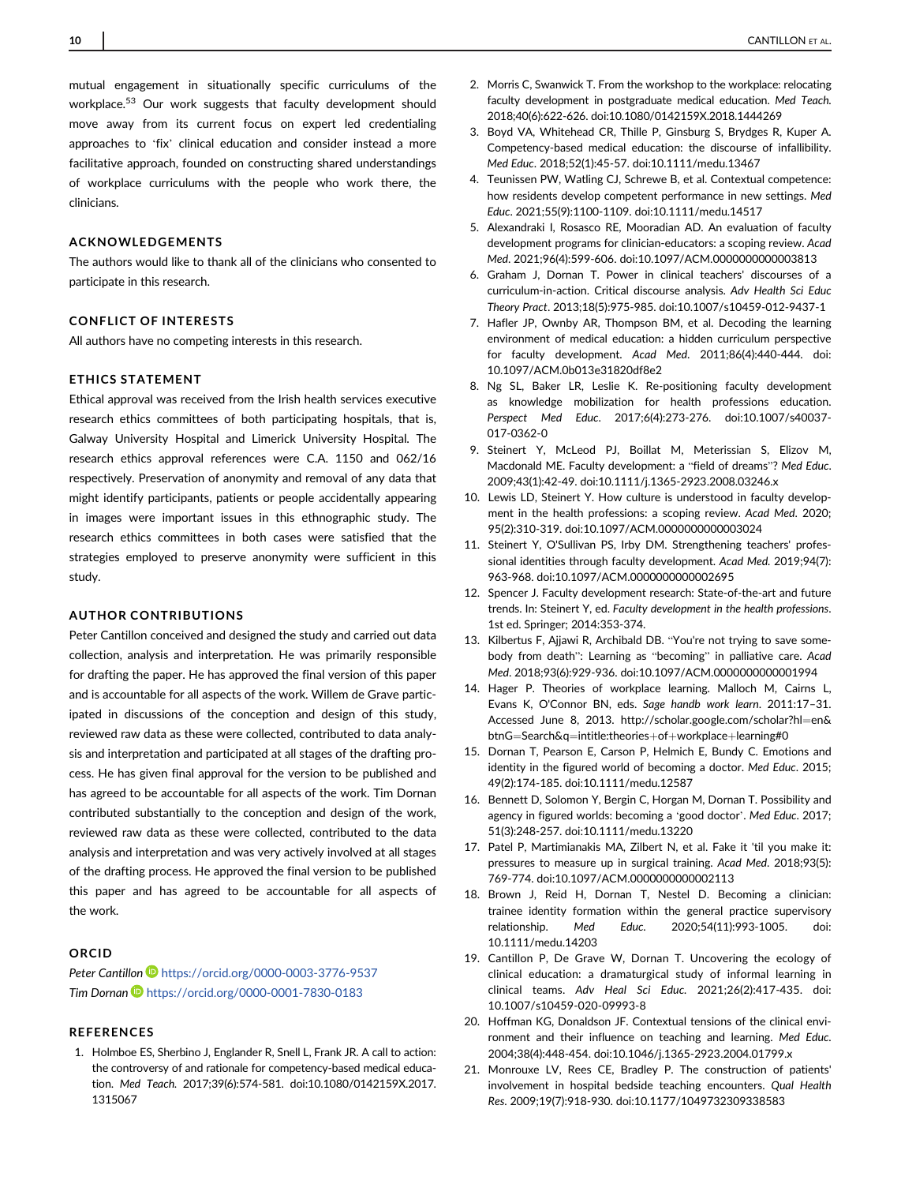mutual engagement in situationally specific curriculums of the workplace.[53] Our work suggests that faculty development should move away from its current focus on expert led credentialing approaches to 'fix' clinical education and consider instead a more facilitative approach, founded on constructing shared understandings of workplace curriculums with the people who work there, the clinicians.

## ACKNOWLEDGEMENTS

The authors would like to thank all of the clinicians who consented to participate in this research.

## CONFLICT OF INTERESTS

All authors have no competing interests in this research.

## ETHICS STATEMENT

Ethical approval was received from the Irish health services executive research ethics committees of both participating hospitals, that is, Galway University Hospital and Limerick University Hospital. The research ethics approval references were C.A. 1150 and 062/16 respectively. Preservation of anonymity and removal of any data that might identify participants, patients or people accidentally appearing in images were important issues in this ethnographic study. The research ethics committees in both cases were satisfied that the strategies employed to preserve anonymity were sufficient in this study.

## AUTHOR CONTRIBUTIONS

Peter Cantillon conceived and designed the study and carried out data collection, analysis and interpretation. He was primarily responsible for drafting the paper. He has approved the final version of this paper and is accountable for all aspects of the work. Willem de Grave participated in discussions of the conception and design of this study, reviewed raw data as these were collected, contributed to data analysis and interpretation and participated at all stages of the drafting process. He has given final approval for the version to be published and has agreed to be accountable for all aspects of the work. Tim Dornan contributed substantially to the conception and design of the work, reviewed raw data as these were collected, contributed to the data analysis and interpretation and was very actively involved at all stages of the drafting process. He approved the final version to be published this paper and has agreed to be accountable for all aspects of the work.

## ORCID

*Peter Cantillon* https://orcid.org/0000-0003-3776-9537
*Tim Dornan* https://orcid.org/0000-0001-7830-0183

## REFERENCES

1. Holmboe ES, Sherbino J, Englander R, Snell L, Frank JR. A call to action: the controversy of and rationale for competency-based medical education. *Med Teach*. 2017;39(6):574-581. doi:10.1080/0142159X.2017.1315067
2. Morris C, Swanwick T. From the workshop to the workplace: relocating faculty development in postgraduate medical education. *Med Teach*. 2018;40(6):622-626. doi:10.1080/0142159X.2018.1444269
3. Boyd VA, Whitehead CR, Thille P, Ginsburg S, Brydges R, Kuper A. Competency-based medical education: the discourse of infallibility. *Med Educ*. 2018;52(1):45-57. doi:10.1111/medu.13467
4. Teunissen PW, Watling CJ, Schrewe B, et al. Contextual competence: how residents develop competent performance in new settings. *Med Educ*. 2021;55(9):1100-1109. doi:10.1111/medu.14517
5. Alexandraki I, Rosasco RE, Mooradian AD. An evaluation of faculty development programs for clinician-educators: a scoping review. *Acad Med*. 2021;96(4):599-606. doi:10.1097/ACM.0000000000003813
6. Graham J, Dornan T. Power in clinical teachers' discourses of a curriculum-in-action. Critical discourse analysis. *Adv Health Sci Educ Theory Pract*. 2013;18(5):975-985. doi:10.1007/s10459-012-9437-1
7. Hafler JP, Ownby AR, Thompson BM, et al. Decoding the learning environment of medical education: a hidden curriculum perspective for faculty development. *Acad Med*. 2011;86(4):440-444. doi:10.1097/ACM.0b013e31820df8e2
8. Ng SL, Baker LR, Leslie K. Re-positioning faculty development as knowledge mobilization for health professions education. *Perspect Med Educ*. 2017;6(4):273-276. doi:10.1007/s40037-017-0362-0
9. Steinert Y, McLeod PJ, Boillat M, Meterissian S, Elizov M, Macdonald ME. Faculty development: a "field of dreams"? *Med Educ*. 2009;43(1):42-49. doi:10.1111/j.1365-2923.2008.03246.x
10. Lewis LD, Steinert Y. How culture is understood in faculty development in the health professions: a scoping review. *Acad Med*. 2020;95(2):310-319. doi:10.1097/ACM.0000000000003024
11. Steinert Y, O'Sullivan PS, Irby DM. Strengthening teachers' professional identities through faculty development. *Acad Med*. 2019;94(7):963-968. doi:10.1097/ACM.0000000000002695
12. Spencer J. Faculty development research: State-of-the-art and future trends. In: Steinert Y, ed. *Faculty development in the health professions*. 1st ed. Springer; 2014:353-374.
13. Kilbertus F, Ajjawi R, Archibald DB. "You're not trying to save somebody from death": Learning as "becoming" in palliative care. *Acad Med*. 2018;93(6):929-936. doi:10.1097/ACM.0000000000001994
14. Hager P. Theories of workplace learning. Malloch M, Cairns L, Evans K, O'Connor BN, eds. *Sage handb work learn*. 2011:17–31. Accessed June 8, 2013. http://scholar.google.com/scholar?hl=en&btnG=Search&q=intitle:theories+of+workplace+learning#0
15. Dornan T, Pearson E, Carson P, Helmich E, Bundy C. Emotions and identity in the figured world of becoming a doctor. *Med Educ*. 2015;49(2):174-185. doi:10.1111/medu.12587
16. Bennett D, Solomon Y, Bergin C, Horgan M, Dornan T. Possibility and agency in figured worlds: becoming a 'good doctor'. *Med Educ*. 2017;51(3):248-257. doi:10.1111/medu.13220
17. Patel P, Martimianakis MA, Zilbert N, et al. Fake it 'til you make it: pressures to measure up in surgical training. *Acad Med*. 2018;93(5):769-774. doi:10.1097/ACM.0000000000002113
18. Brown J, Reid H, Dornan T, Nestel D. Becoming a clinician: trainee identity formation within the general practice supervisory relationship. *Med Educ*. 2020;54(11):993-1005. doi:10.1111/medu.14203
19. Cantillon P, De Grave W, Dornan T. Uncovering the ecology of clinical education: a dramaturgical study of informal learning in clinical teams. *Adv Heal Sci Educ*. 2021;26(2):417-435. doi:10.1007/s10459-020-09993-8
20. Hoffman KG, Donaldson JF. Contextual tensions of the clinical environment and their influence on teaching and learning. *Med Educ*. 2004;38(4):448-454. doi:10.1046/j.1365-2923.2004.01799.x
21. Monrouxe LV, Rees CE, Bradley P. The construction of patients' involvement in hospital bedside teaching encounters. *Qual Health Res*. 2009;19(7):918-930. doi:10.1177/1049732309338583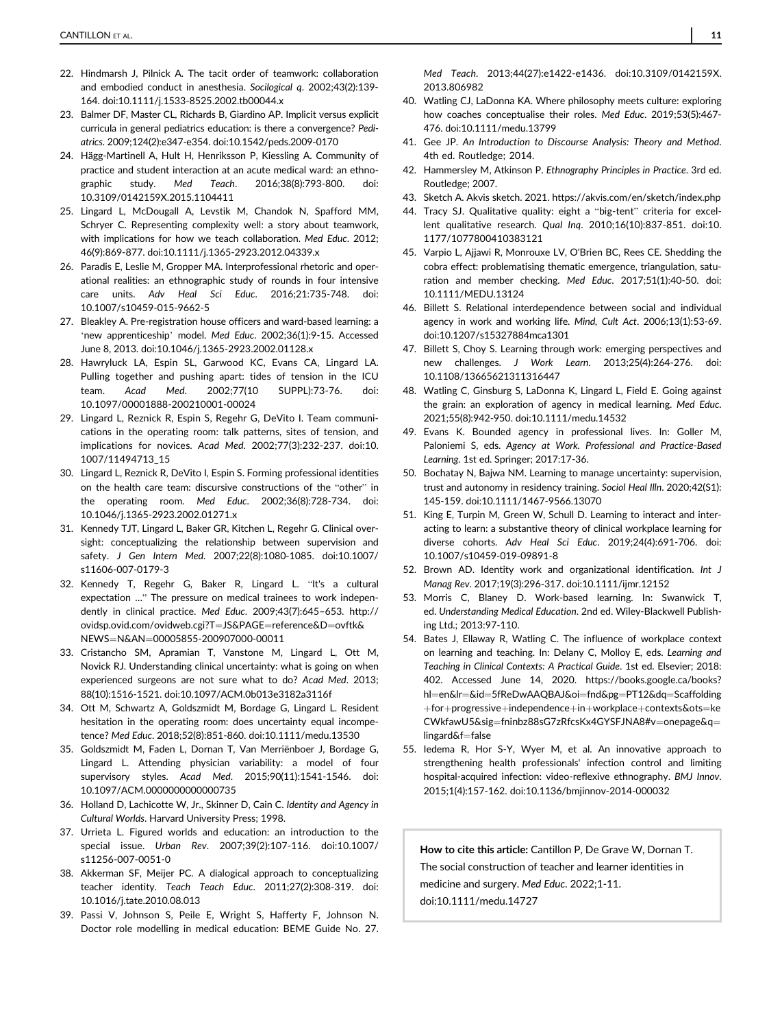22. Hindmarsh J, Pilnick A. The tacit order of teamwork: collaboration and embodied conduct in anesthesia. *Sociological q*. 2002;43(2):139-164. doi:10.1111/j.1533-8525.2002.tb00044.x
23. Balmer DF, Master CL, Richards B, Giardino AP. Implicit versus explicit curricula in general pediatrics education: is there a convergence? *Pediatrics*. 2009;124(2):e347-e354. doi:10.1542/peds.2009-0170
24. Hägg-Martinell A, Hult H, Henriksson P, Kiessling A. Community of practice and student interaction at an acute medical ward: an ethnographic study. *Med Teach*. 2016;38(8):793-800. doi:10.3109/0142159X.2015.1104411
25. Lingard L, McDougall A, Levstik M, Chandok N, Spafford MM, Schryer C. Representing complexity well: a story about teamwork, with implications for how we teach collaboration. *Med Educ*. 2012;46(9):869-877. doi:10.1111/j.1365-2923.2012.04339.x
26. Paradis E, Leslie M, Gropper MA. Interprofessional rhetoric and operational realities: an ethnographic study of rounds in four intensive care units. *Adv Heal Sci Educ*. 2016;21:735-748. doi:10.1007/s10459-015-9662-5
27. Bleakley A. Pre-registration house officers and ward-based learning: a 'new apprenticeship' model. *Med Educ*. 2002;36(1):9-15. Accessed June 8, 2013. doi:10.1046/j.1365-2923.2002.01128.x
28. Hawryluck LA, Espin SL, Garwood KC, Evans CA, Lingard LA. Pulling together and pushing apart: tides of tension in the ICU team. *Acad Med*. 2002;77(10 SUPPL):73-76. doi:10.1097/00001888-200210001-00024
29. Lingard L, Reznick R, Espin S, Regehr G, DeVito I. Team communications in the operating room: talk patterns, sites of tension, and implications for novices. *Acad Med*. 2002;77(3):232-237. doi:10.1007/11494713_15
30. Lingard L, Reznick R, DeVito I, Espin S. Forming professional identities on the health care team: discursive constructions of the "other" in the operating room. *Med Educ*. 2002;36(8):728-734. doi:10.1046/j.1365-2923.2002.01271.x
31. Kennedy TJT, Lingard L, Baker GR, Kitchen L, Regehr G. Clinical oversight: conceptualizing the relationship between supervision and safety. *J Gen Intern Med*. 2007;22(8):1080-1085. doi:10.1007/s11606-007-0179-3
32. Kennedy T, Regehr G, Baker R, Lingard L. "It's a cultural expectation …" The pressure on medical trainees to work independently in clinical practice. *Med Educ*. 2009;43(7):645–653. http://ovidsp.ovid.com/ovidweb.cgi?T=JS&PAGE=reference&D=ovftk&NEWS=N&AN=00005855-200907000-00011
33. Cristancho SM, Apramian T, Vanstone M, Lingard L, Ott M, Novick RJ. Understanding clinical uncertainty: what is going on when experienced surgeons are not sure what to do? *Acad Med*. 2013;88(10):1516-1521. doi:10.1097/ACM.0b013e3182a3116f
34. Ott M, Schwartz A, Goldszmidt M, Bordage G, Lingard L. Resident hesitation in the operating room: does uncertainty equal incompetence? *Med Educ*. 2018;52(8):851-860. doi:10.1111/medu.13530
35. Goldszmidt M, Faden L, Dornan T, Van Merriënboer J, Bordage G, Lingard L. Attending physician variability: a model of four supervisory styles. *Acad Med*. 2015;90(11):1541-1546. doi:10.1097/ACM.0000000000000735
36. Holland D, Lachicotte W, Jr., Skinner D, Cain C. *Identity and Agency in Cultural Worlds*. Harvard University Press; 1998.
37. Urrieta L. Figured worlds and education: an introduction to the special issue. *Urban Rev*. 2007;39(2):107-116. doi:10.1007/s11256-007-0051-0
38. Akkerman SF, Meijer PC. A dialogical approach to conceptualizing teacher identity. *Teach Teach Educ*. 2011;27(2):308-319. doi:10.1016/j.tate.2010.08.013
39. Passi V, Johnson S, Peile E, Wright S, Hafferty F, Johnson N. Doctor role modelling in medical education: BEME Guide No. 27. *Med Teach*. 2013;44(27):e1422-e1436. doi:10.3109/0142159X.2013.806982
40. Watling CJ, LaDonna KA. Where philosophy meets culture: exploring how coaches conceptualise their roles. *Med Educ*. 2019;53(5):467-476. doi:10.1111/medu.13799
41. Gee JP. *An Introduction to Discourse Analysis: Theory and Method*. 4th ed. Routledge; 2014.
42. Hammersley M, Atkinson P. *Ethnography Principles in Practice*. 3rd ed. Routledge; 2007.
43. Sketch A. Akvis sketch. 2021. https://akvis.com/en/sketch/index.php
44. Tracy SJ. Qualitative quality: eight a "big-tent" criteria for excellent qualitative research. *Qual Inq*. 2010;16(10):837-851. doi:10.1177/1077800410383121
45. Varpio L, Ajjawi R, Monrouxe LV, O'Brien BC, Rees CE. Shedding the cobra effect: problematising thematic emergence, triangulation, saturation and member checking. *Med Educ*. 2017;51(1):40-50. doi:10.1111/MEDU.13124
46. Billett S. Relational interdependence between social and individual agency in work and working life. *Mind, Cult Act*. 2006;13(1):53-69. doi:10.1207/s15327884mca1301
47. Billett S, Choy S. Learning through work: emerging perspectives and new challenges. *J Work Learn*. 2013;25(4):264-276. doi:10.1108/13665621311316447
48. Watling C, Ginsburg S, LaDonna K, Lingard L, Field E. Going against the grain: an exploration of agency in medical learning. *Med Educ*. 2021;55(8):942-950. doi:10.1111/medu.14532
49. Evans K. Bounded agency in professional lives. In: Goller M, Paloniemi S, eds. *Agency at Work. Professional and Practice-Based Learning*. 1st ed. Springer; 2017:17-36.
50. Bochatay N, Bajwa NM. Learning to manage uncertainty: supervision, trust and autonomy in residency training. *Sociol Heal Illn*. 2020;42(S1):145-159. doi:10.1111/1467-9566.13070
51. King E, Turpin M, Green W, Schull D. Learning to interact and interacting to learn: a substantive theory of clinical workplace learning for diverse cohorts. *Adv Heal Sci Educ*. 2019;24(4):691-706. doi:10.1007/s10459-019-09891-8
52. Brown AD. Identity work and organizational identification. *Int J Manag Rev*. 2017;19(3):296-317. doi:10.1111/ijmr.12152
53. Morris C, Blaney D. Work-based learning. In: Swanwick T, ed. *Understanding Medical Education*. 2nd ed. Wiley-Blackwell Publishing Ltd.; 2013:97-110.
54. Bates J, Ellaway R, Watling C. The influence of workplace context on learning and teaching. In: Delany C, Molloy E, eds. *Learning and Teaching in Clinical Contexts: A Practical Guide*. 1st ed. Elsevier; 2018:402. Accessed June 14, 2020. https://books.google.ca/books?hl=en&lr=&id=5fReDwAAQBAJ&oi=fnd&pg=PT12&dq=Scaffolding+for+progressive+independence+in+workplace+contexts&ots=keCWkfawU5&sig=fninbz88sG7zRfcsKx4GYSFJNA8#v=onepage&q=lingard&f=false
55. Iedema R, Hor S-Y, Wyer M, et al. An innovative approach to strengthening health professionals' infection control and limiting hospital-acquired infection: video-reflexive ethnography. *BMJ Innov*. 2015;1(4):157-162. doi:10.1136/bmjinnov-2014-000032

**How to cite this article:** Cantillon P, De Grave W, Dornan T. The social construction of teacher and learner identities in medicine and surgery. *Med Educ*. 2022;1-11. doi:10.1111/medu.14727